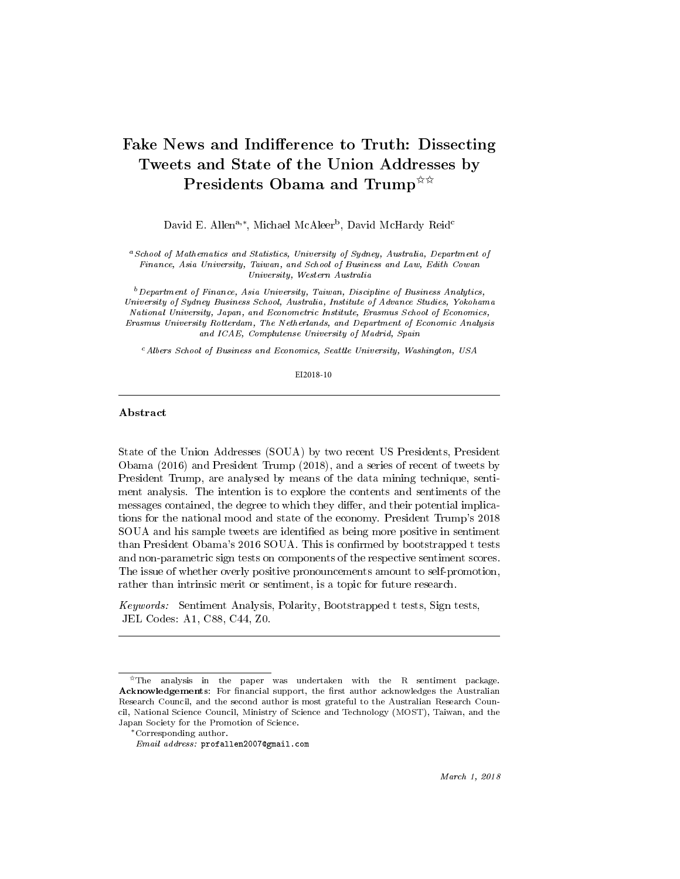# Fake News and Indifference to Truth: Dissecting Tweets and State of the Union Addresses by Presidents Obama and Trump[☆☆]

David E. Allen[a,*], Michael McAleer[b], David McHardy Reid[c]

[a] *School of Mathematics and Statistics, University of Sydney, Australia, Department of Finance, Asia University, Taiwan, and School of Business and Law, Edith Cowan University, Western Australia*

[b] *Department of Finance, Asia University, Taiwan, Discipline of Business Analytics, University of Sydney Business School, Australia, Institute of Advance Studies, Yokohama National University, Japan, and Econometric Institute, Erasmus School of Economics, Erasmus University Rotterdam, The Netherlands, and Department of Economic Analysis and ICAE, Complutense University of Madrid, Spain*

[c] *Albers School of Business and Economics, Seattle University, Washington, USA*

EI2018-10

---

## Abstract

State of the Union Addresses (SOUA) by two recent US Presidents, President Obama (2016) and President Trump (2018), and a series of recent of tweets by President Trump, are analysed by means of the data mining technique, sentiment analysis. The intention is to explore the contents and sentiments of the messages contained, the degree to which they differ, and their potential implications for the national mood and state of the economy. President Trump's 2018 SOUA and his sample tweets are identified as being more positive in sentiment than President Obama's 2016 SOUA. This is confirmed by bootstrapped t tests and non-parametric sign tests on components of the respective sentiment scores. The issue of whether overly positive pronouncements amount to self-promotion, rather than intrinsic merit or sentiment, is a topic for future research.

*Keywords:* Sentiment Analysis, Polarity, Bootstrapped t tests, Sign tests, JEL Codes: A1, C88, C44, Z0.

---

[☆] The analysis in the paper was undertaken with the R sentiment package. **Acknowledgements**: For financial support, the first author acknowledges the Australian Research Council, and the second author is most grateful to the Australian Research Council, National Science Council, Ministry of Science and Technology (MOST), Taiwan, and the Japan Society for the Promotion of Science.

[*] Corresponding author.

*Email address:* profallen2007@gmail.com

*March 1, 2018*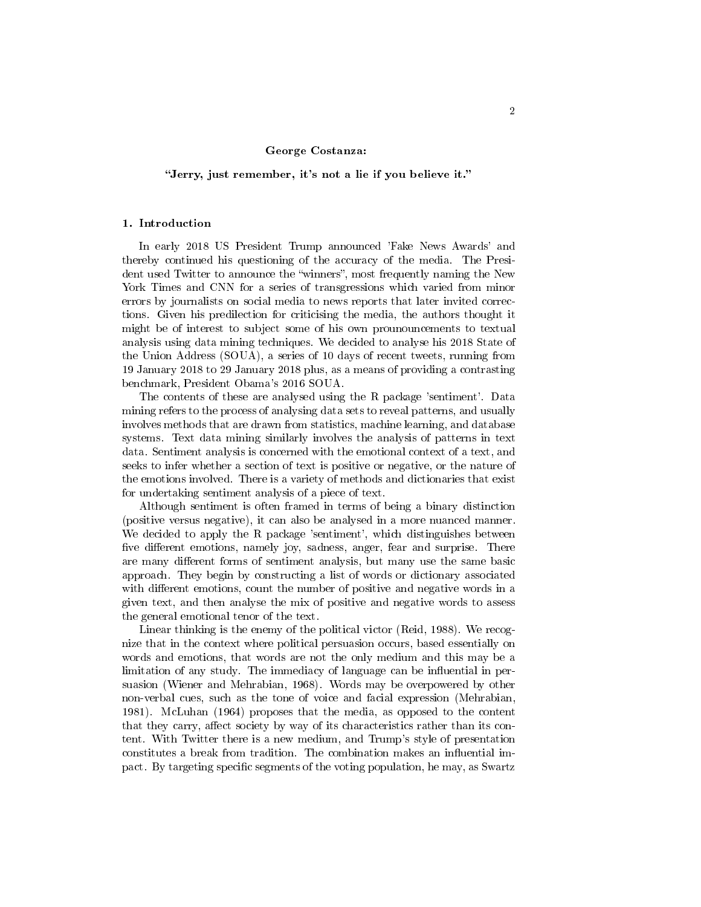**George Costanza:**

**"Jerry, just remember, it's not a lie if you believe it."**

## 1. Introduction

In early 2018 US President Trump announced 'Fake News Awards' and thereby continued his questioning of the accuracy of the media. The President used Twitter to announce the "winners", most frequently naming the New York Times and CNN for a series of transgressions which varied from minor errors by journalists on social media to news reports that later invited corrections. Given his predilection for criticising the media, the authors thought it might be of interest to subject some of his own prounouncements to textual analysis using data mining techniques. We decided to analyse his 2018 State of the Union Address (SOUA), a series of 10 days of recent tweets, running from 19 January 2018 to 29 January 2018 plus, as a means of providing a contrasting benchmark, President Obama's 2016 SOUA.

The contents of these are analysed using the R package 'sentiment'. Data mining refers to the process of analysing data sets to reveal patterns, and usually involves methods that are drawn from statistics, machine learning, and database systems. Text data mining similarly involves the analysis of patterns in text data. Sentiment analysis is concerned with the emotional context of a text, and seeks to infer whether a section of text is positive or negative, or the nature of the emotions involved. There is a variety of methods and dictionaries that exist for undertaking sentiment analysis of a piece of text.

Although sentiment is often framed in terms of being a binary distinction (positive versus negative), it can also be analysed in a more nuanced manner. We decided to apply the R package 'sentiment', which distinguishes between five different emotions, namely joy, sadness, anger, fear and surprise. There are many different forms of sentiment analysis, but many use the same basic approach. They begin by constructing a list of words or dictionary associated with different emotions, count the number of positive and negative words in a given text, and then analyse the mix of positive and negative words to assess the general emotional tenor of the text.

Linear thinking is the enemy of the political victor (Reid, 1988). We recognize that in the context where political persuasion occurs, based essentially on words and emotions, that words are not the only medium and this may be a limitation of any study. The immediacy of language can be influential in persuasion (Wiener and Mehrabian, 1968). Words may be overpowered by other non-verbal cues, such as the tone of voice and facial expression (Mehrabian, 1981). McLuhan (1964) proposes that the media, as opposed to the content that they carry, affect society by way of its characteristics rather than its content. With Twitter there is a new medium, and Trump's style of presentation constitutes a break from tradition. The combination makes an influential impact. By targeting specific segments of the voting population, he may, as Swartz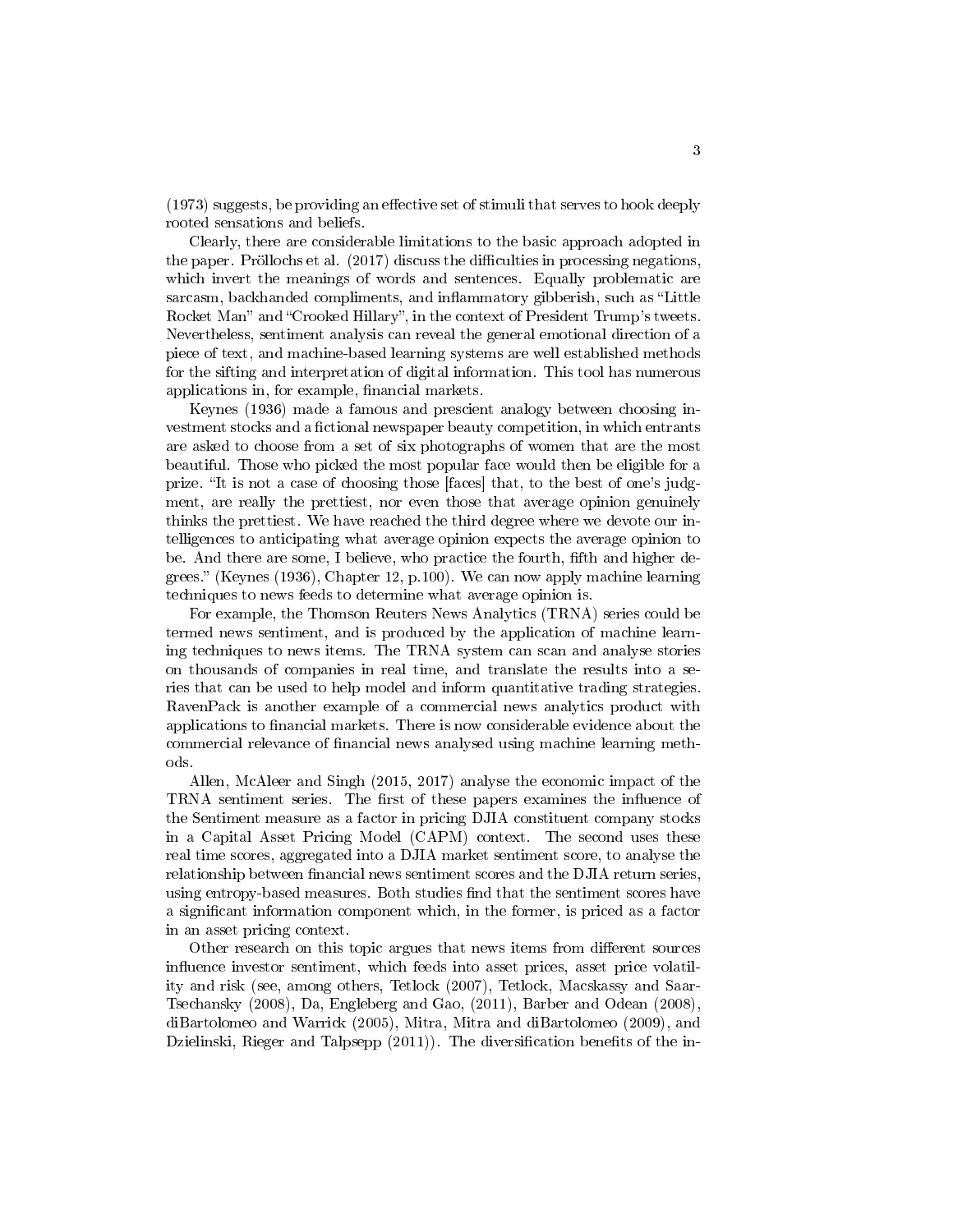(1973) suggests, be providing an effective set of stimuli that serves to hook deeply rooted sensations and beliefs.

Clearly, there are considerable limitations to the basic approach adopted in the paper. Pröllochs et al. (2017) discuss the difficulties in processing negations, which invert the meanings of words and sentences. Equally problematic are sarcasm, backhanded compliments, and inflammatory gibberish, such as "Little Rocket Man" and "Crooked Hillary", in the context of President Trump's tweets. Nevertheless, sentiment analysis can reveal the general emotional direction of a piece of text, and machine-based learning systems are well established methods for the sifting and interpretation of digital information. This tool has numerous applications in, for example, financial markets.

Keynes (1936) made a famous and prescient analogy between choosing investment stocks and a fictional newspaper beauty competition, in which entrants are asked to choose from a set of six photographs of women that are the most beautiful. Those who picked the most popular face would then be eligible for a prize. "It is not a case of choosing those [faces] that, to the best of one's judgment, are really the prettiest, nor even those that average opinion genuinely thinks the prettiest. We have reached the third degree where we devote our intelligences to anticipating what average opinion expects the average opinion to be. And there are some, I believe, who practice the fourth, fifth and higher degrees." (Keynes (1936), Chapter 12, p.100). We can now apply machine learning techniques to news feeds to determine what average opinion is.

For example, the Thomson Reuters News Analytics (TRNA) series could be termed news sentiment, and is produced by the application of machine learning techniques to news items. The TRNA system can scan and analyse stories on thousands of companies in real time, and translate the results into a series that can be used to help model and inform quantitative trading strategies. RavenPack is another example of a commercial news analytics product with applications to financial markets. There is now considerable evidence about the commercial relevance of financial news analysed using machine learning methods.

Allen, McAleer and Singh (2015, 2017) analyse the economic impact of the TRNA sentiment series. The first of these papers examines the influence of the Sentiment measure as a factor in pricing DJIA constituent company stocks in a Capital Asset Pricing Model (CAPM) context. The second uses these real time scores, aggregated into a DJIA market sentiment score, to analyse the relationship between financial news sentiment scores and the DJIA return series, using entropy-based measures. Both studies find that the sentiment scores have a significant information component which, in the former, is priced as a factor in an asset pricing context.

Other research on this topic argues that news items from different sources influence investor sentiment, which feeds into asset prices, asset price volatility and risk (see, among others, Tetlock (2007), Tetlock, Macskassy and Saar-Tsechansky (2008), Da, Engleberg and Gao, (2011), Barber and Odean (2008), diBartolomeo and Warrick (2005), Mitra, Mitra and diBartolomeo (2009), and Dzielinski, Rieger and Talpsepp (2011)). The diversification benefits of the in-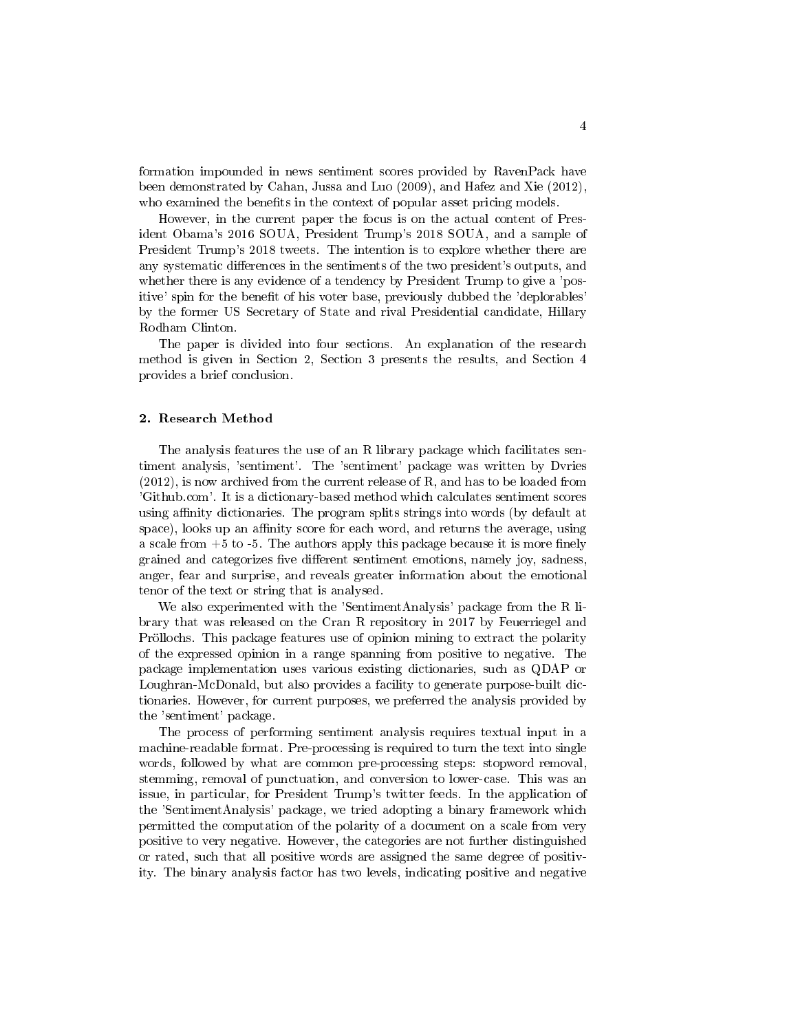formation impounded in news sentiment scores provided by RavenPack have been demonstrated by Cahan, Jussa and Luo (2009), and Hafez and Xie (2012), who examined the benefits in the context of popular asset pricing models.

However, in the current paper the focus is on the actual content of President Obama's 2016 SOUA, President Trump's 2018 SOUA, and a sample of President Trump's 2018 tweets. The intention is to explore whether there are any systematic differences in the sentiments of the two president's outputs, and whether there is any evidence of a tendency by President Trump to give a 'positive' spin for the benefit of his voter base, previously dubbed the 'deplorables' by the former US Secretary of State and rival Presidential candidate, Hillary Rodham Clinton.

The paper is divided into four sections. An explanation of the research method is given in Section 2, Section 3 presents the results, and Section 4 provides a brief conclusion.

## 2. Research Method

The analysis features the use of an R library package which facilitates sentiment analysis, 'sentiment'. The 'sentiment' package was written by Dvries (2012), is now archived from the current release of R, and has to be loaded from 'Github.com'. It is a dictionary-based method which calculates sentiment scores using affinity dictionaries. The program splits strings into words (by default at space), looks up an affinity score for each word, and returns the average, using a scale from +5 to -5. The authors apply this package because it is more finely grained and categorizes five different sentiment emotions, namely joy, sadness, anger, fear and surprise, and reveals greater information about the emotional tenor of the text or string that is analysed.

We also experimented with the 'SentimentAnalysis' package from the R library that was released on the Cran R repository in 2017 by Feuerriegel and Pröllochs. This package features use of opinion mining to extract the polarity of the expressed opinion in a range spanning from positive to negative. The package implementation uses various existing dictionaries, such as QDAP or Loughran-McDonald, but also provides a facility to generate purpose-built dictionaries. However, for current purposes, we preferred the analysis provided by the 'sentiment' package.

The process of performing sentiment analysis requires textual input in a machine-readable format. Pre-processing is required to turn the text into single words, followed by what are common pre-processing steps: stopword removal, stemming, removal of punctuation, and conversion to lower-case. This was an issue, in particular, for President Trump's twitter feeds. In the application of the 'SentimentAnalysis' package, we tried adopting a binary framework which permitted the computation of the polarity of a document on a scale from very positive to very negative. However, the categories are not further distinguished or rated, such that all positive words are assigned the same degree of positivity. The binary analysis factor has two levels, indicating positive and negative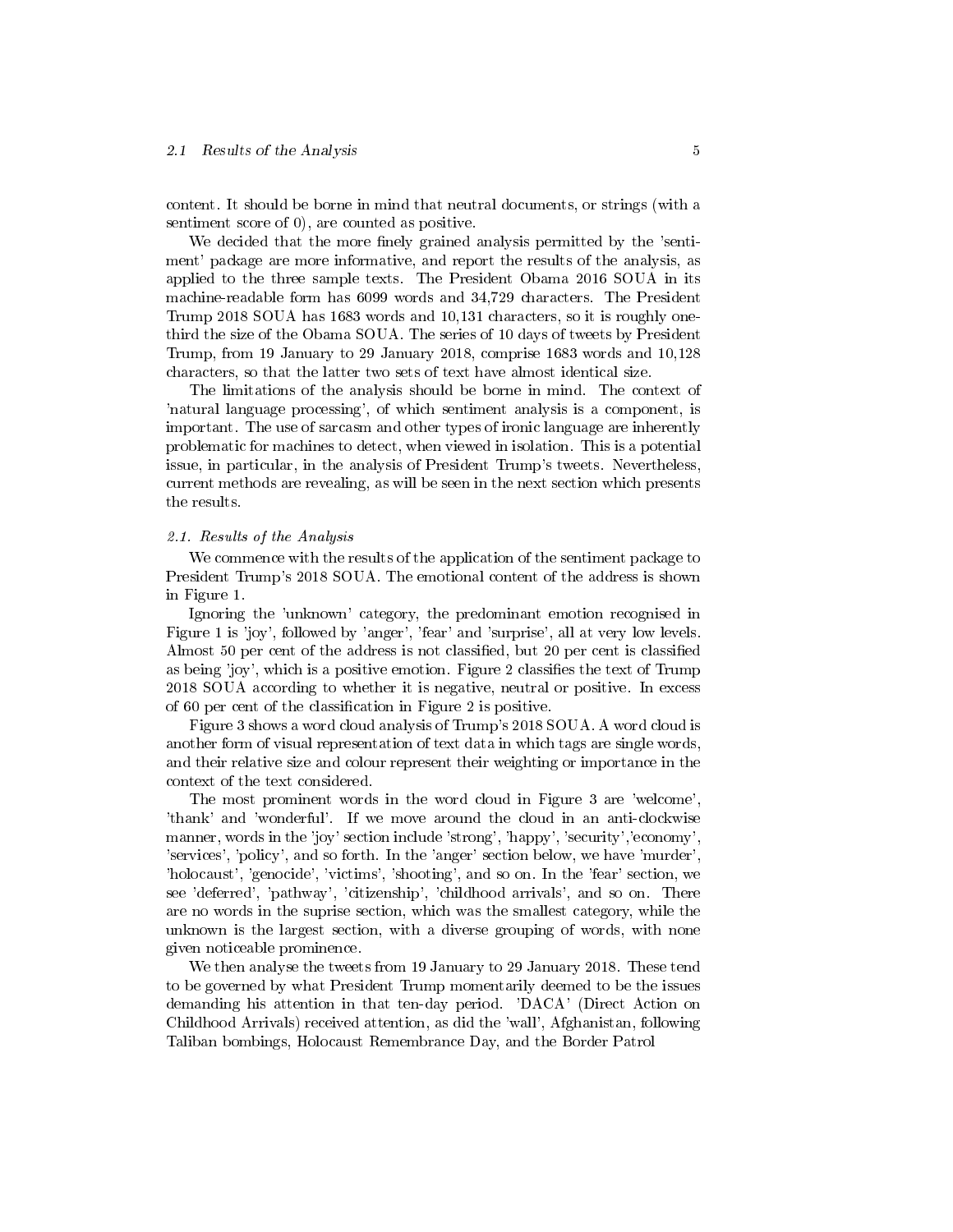content. It should be borne in mind that neutral documents, or strings (with a sentiment score of 0), are counted as positive.

We decided that the more finely grained analysis permitted by the 'sentiment' package are more informative, and report the results of the analysis, as applied to the three sample texts. The President Obama 2016 SOUA in its machine-readable form has 6099 words and 34,729 characters. The President Trump 2018 SOUA has 1683 words and 10,131 characters, so it is roughly one-third the size of the Obama SOUA. The series of 10 days of tweets by President Trump, from 19 January to 29 January 2018, comprise 1683 words and 10,128 characters, so that the latter two sets of text have almost identical size.

The limitations of the analysis should be borne in mind. The context of 'natural language processing', of which sentiment analysis is a component, is important. The use of sarcasm and other types of ironic language are inherently problematic for machines to detect, when viewed in isolation. This is a potential issue, in particular, in the analysis of President Trump's tweets. Nevertheless, current methods are revealing, as will be seen in the next section which presents the results.

### 2.1. Results of the Analysis

We commence with the results of the application of the sentiment package to President Trump's 2018 SOUA. The emotional content of the address is shown in Figure 1.

Ignoring the 'unknown' category, the predominant emotion recognised in Figure 1 is 'joy', followed by 'anger', 'fear' and 'surprise', all at very low levels. Almost 50 per cent of the address is not classified, but 20 per cent is classified as being 'joy', which is a positive emotion. Figure 2 classifies the text of Trump 2018 SOUA according to whether it is negative, neutral or positive. In excess of 60 per cent of the classification in Figure 2 is positive.

Figure 3 shows a word cloud analysis of Trump's 2018 SOUA. A word cloud is another form of visual representation of text data in which tags are single words, and their relative size and colour represent their weighting or importance in the context of the text considered.

The most prominent words in the word cloud in Figure 3 are 'welcome', 'thank' and 'wonderful'. If we move around the cloud in an anti-clockwise manner, words in the 'joy' section include 'strong', 'happy', 'security','economy', 'services', 'policy', and so forth. In the 'anger' section below, we have 'murder', 'holocaust', 'genocide', 'victims', 'shooting', and so on. In the 'fear' section, we see 'deferred', 'pathway', 'citizenship', 'childhood arrivals', and so on. There are no words in the suprise section, which was the smallest category, while the unknown is the largest section, with a diverse grouping of words, with none given noticeable prominence.

We then analyse the tweets from 19 January to 29 January 2018. These tend to be governed by what President Trump momentarily deemed to be the issues demanding his attention in that ten-day period. 'DACA' (Direct Action on Childhood Arrivals) received attention, as did the 'wall', Afghanistan, following Taliban bombings, Holocaust Remembrance Day, and the Border Patrol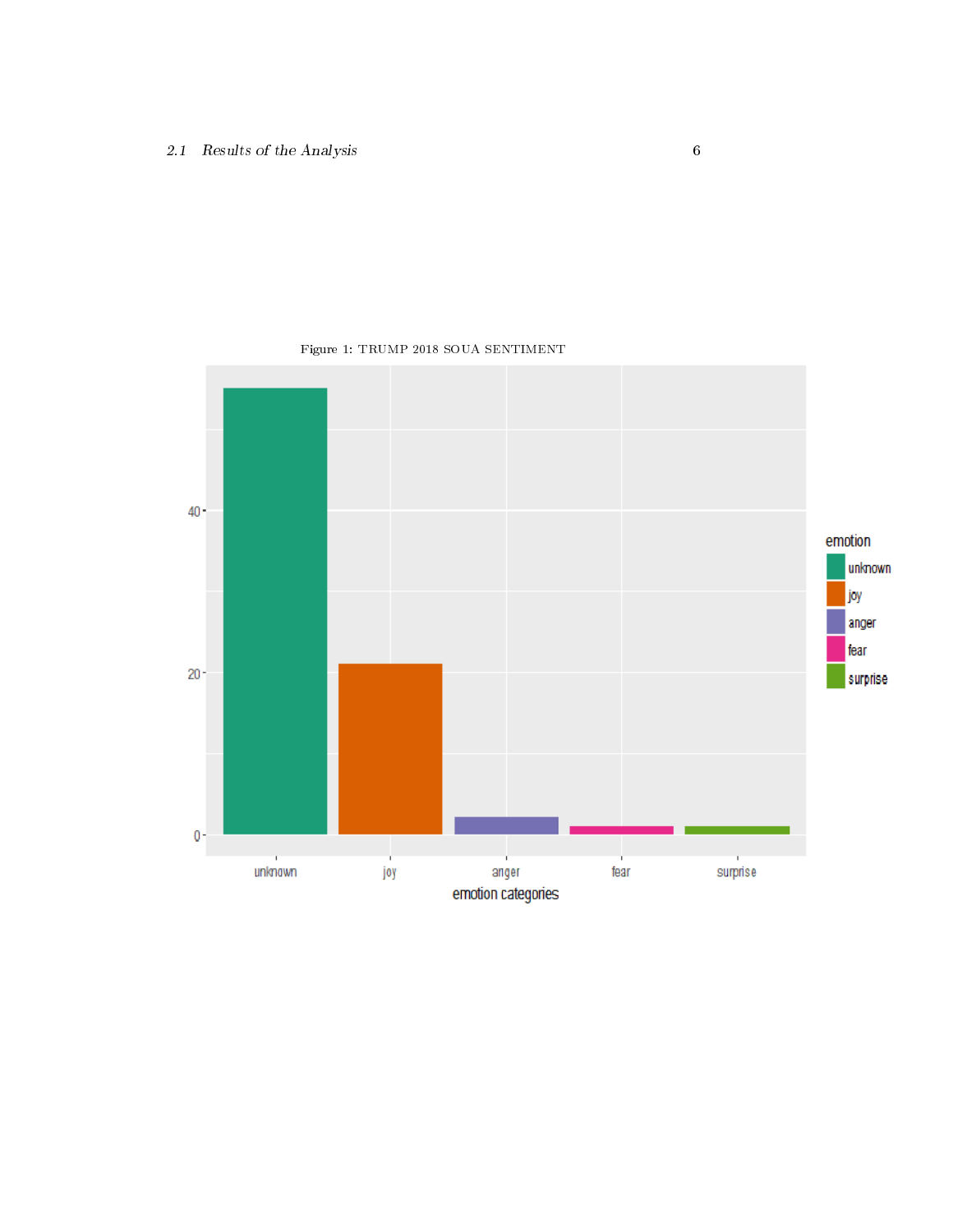Figure 1: TRUMP 2018 SOUA SENTIMENT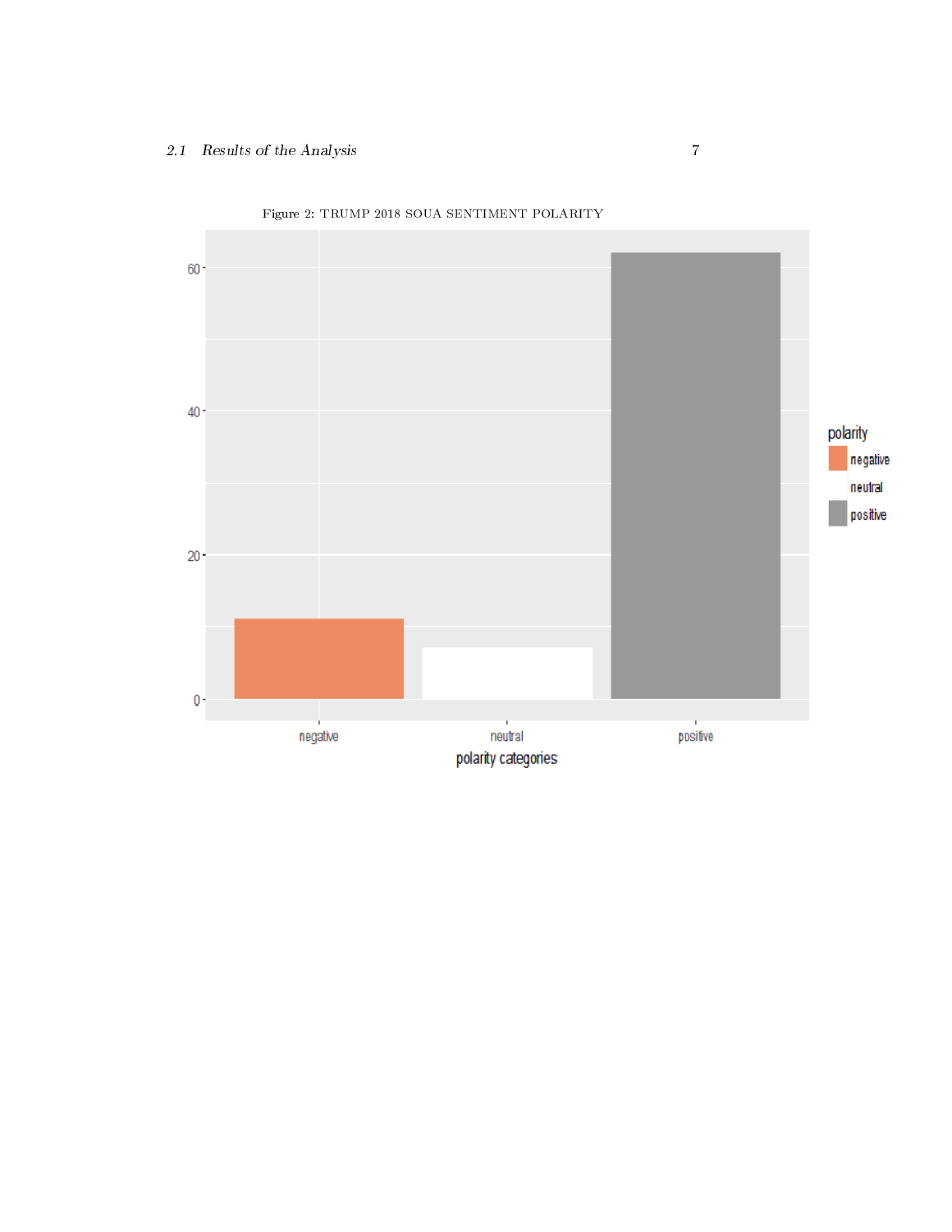Figure 2: TRUMP 2018 SOUA SENTIMENT POLARITY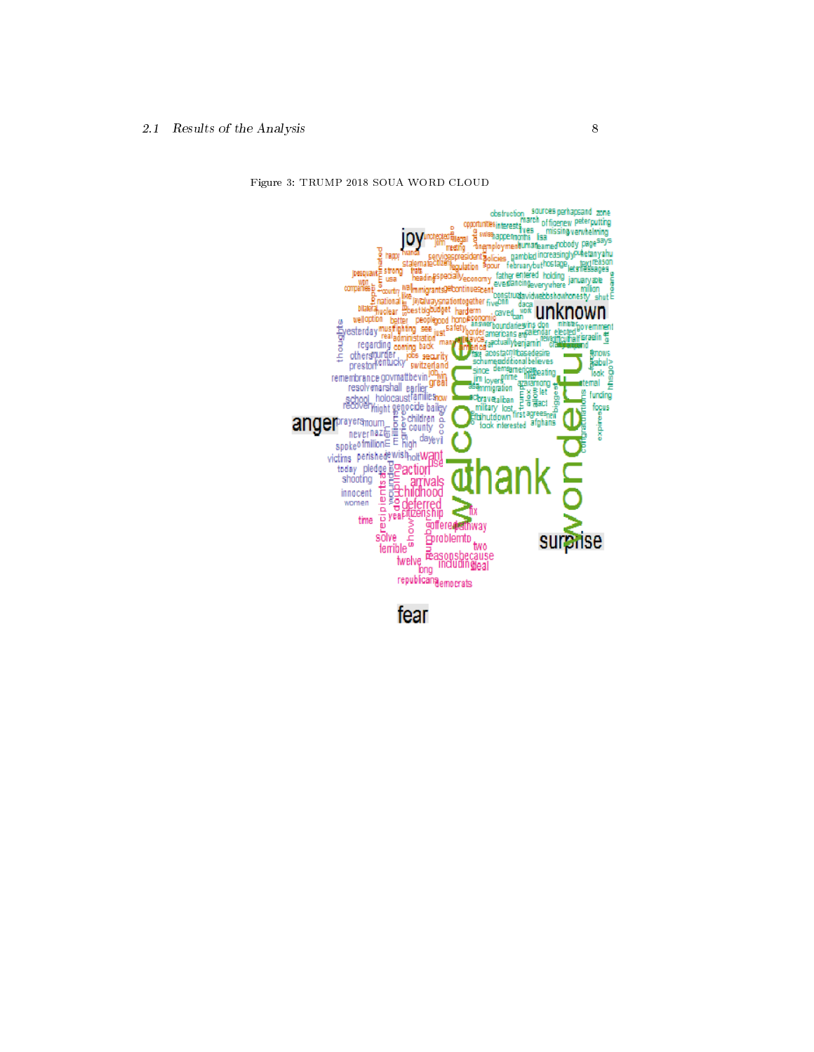Figure 3: TRUMP 2018 SOUA WORD CLOUD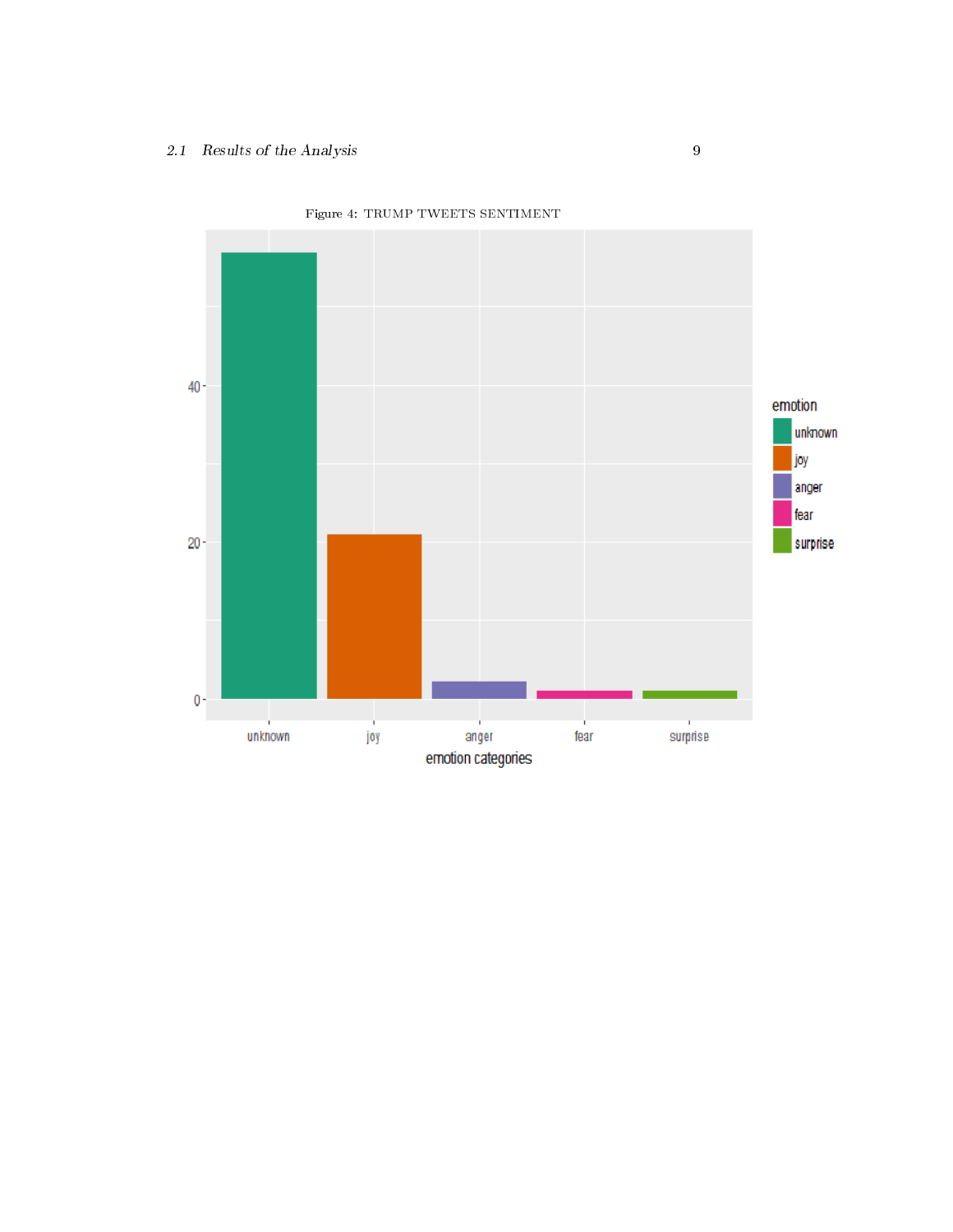Figure 4: TRUMP TWEETS SENTIMENT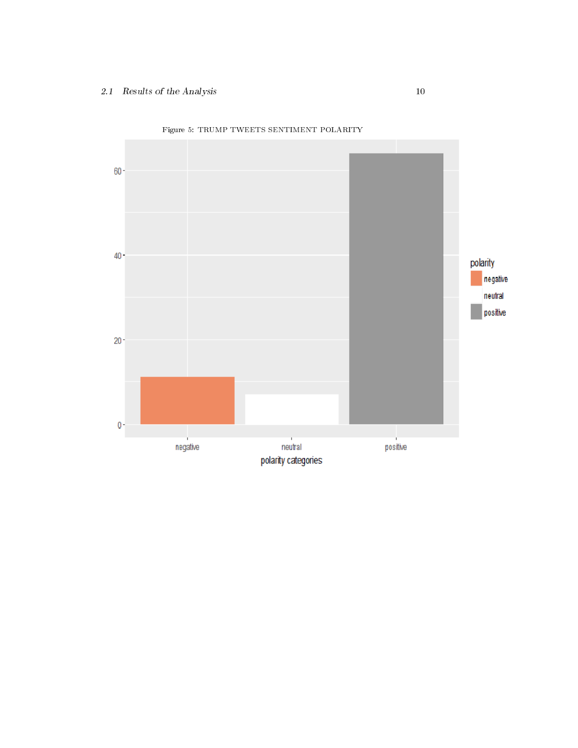Figure 5: TRUMP TWEETS SENTIMENT POLARITY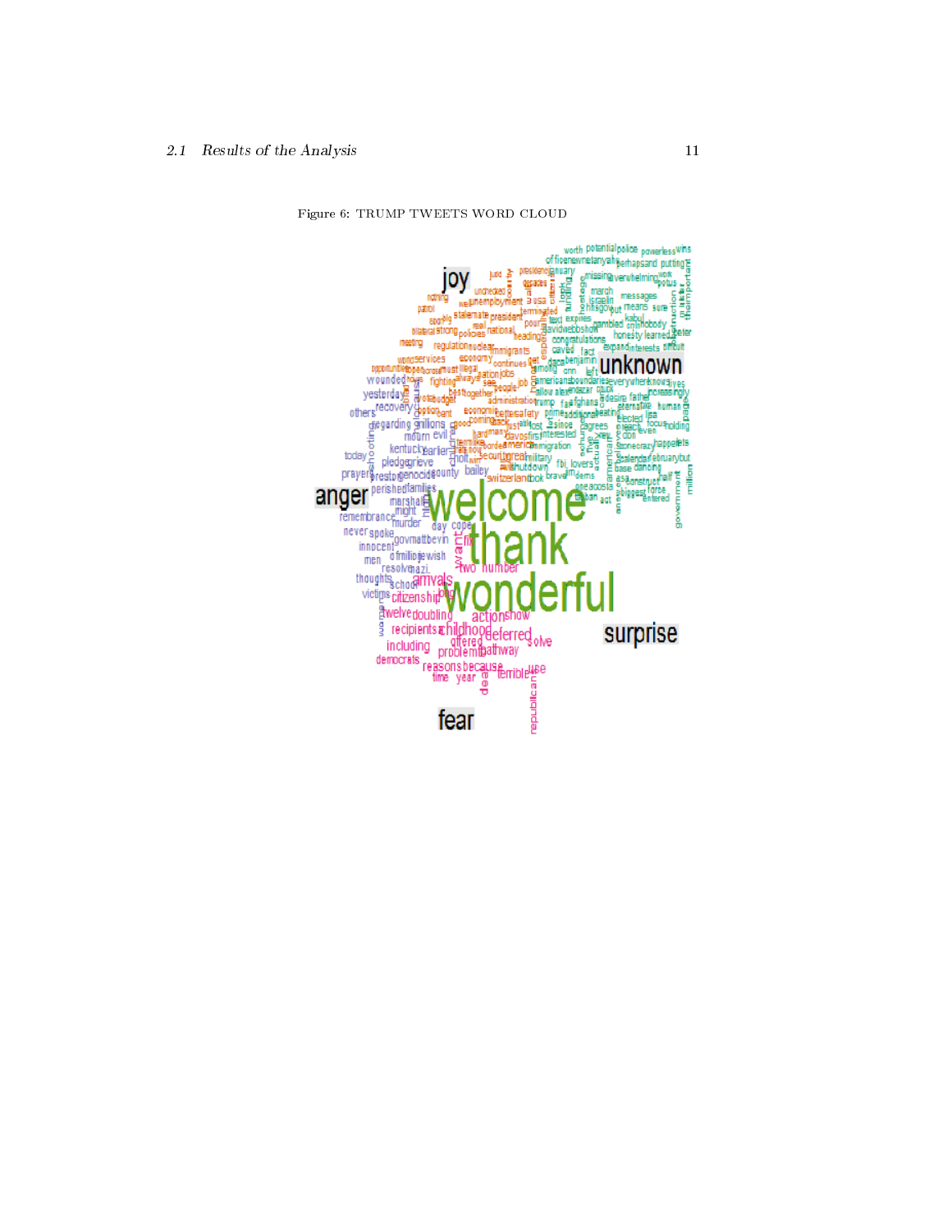Figure 6: TRUMP TWEETS WORD CLOUD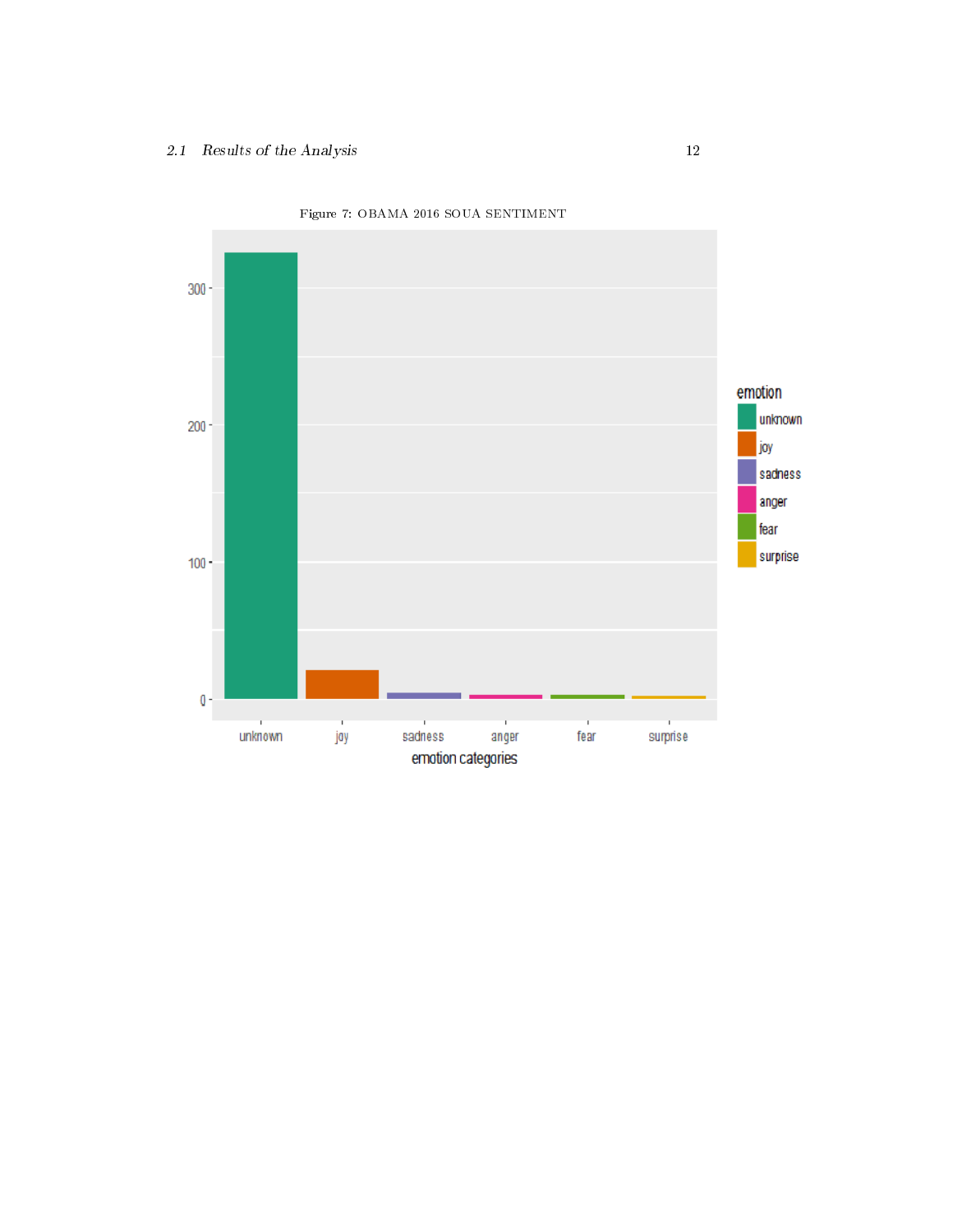Figure 7: OBAMA 2016 SOUA SENTIMENT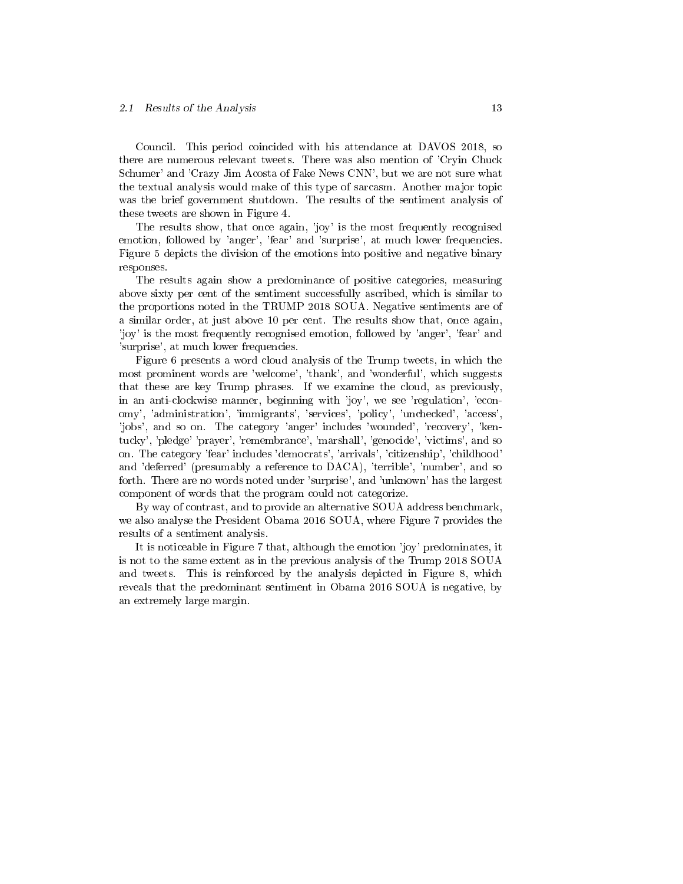Council. This period coincided with his attendance at DAVOS 2018, so there are numerous relevant tweets. There was also mention of 'Cryin Chuck Schumer' and 'Crazy Jim Acosta of Fake News CNN', but we are not sure what the textual analysis would make of this type of sarcasm. Another major topic was the brief government shutdown. The results of the sentiment analysis of these tweets are shown in Figure 4.

The results show, that once again, 'joy' is the most frequently recognised emotion, followed by 'anger', 'fear' and 'surprise', at much lower frequencies. Figure 5 depicts the division of the emotions into positive and negative binary responses.

The results again show a predominance of positive categories, measuring above sixty per cent of the sentiment successfully ascribed, which is similar to the proportions noted in the TRUMP 2018 SOUA. Negative sentiments are of a similar order, at just above 10 per cent. The results show that, once again, 'joy' is the most frequently recognised emotion, followed by 'anger', 'fear' and 'surprise', at much lower frequencies.

Figure 6 presents a word cloud analysis of the Trump tweets, in which the most prominent words are 'welcome', 'thank', and 'wonderful', which suggests that these are key Trump phrases. If we examine the cloud, as previously, in an anti-clockwise manner, beginning with 'joy', we see 'regulation', 'economy', 'administration', 'immigrants', 'services', 'policy', 'unchecked', 'access', 'jobs', and so on. The category 'anger' includes 'wounded', 'recovery', 'kentucky', 'pledge' 'prayer', 'remembrance', 'marshall', 'genocide', 'victims', and so on. The category 'fear' includes 'democrats', 'arrivals', 'citizenship', 'childhood' and 'deferred' (presumably a reference to DACA), 'terrible', 'number', and so forth. There are no words noted under 'surprise', and 'unknown' has the largest component of words that the program could not categorize.

By way of contrast, and to provide an alternative SOUA address benchmark, we also analyse the President Obama 2016 SOUA, where Figure 7 provides the results of a sentiment analysis.

It is noticeable in Figure 7 that, although the emotion 'joy' predominates, it is not to the same extent as in the previous analysis of the Trump 2018 SOUA and tweets. This is reinforced by the analysis depicted in Figure 8, which reveals that the predominant sentiment in Obama 2016 SOUA is negative, by an extremely large margin.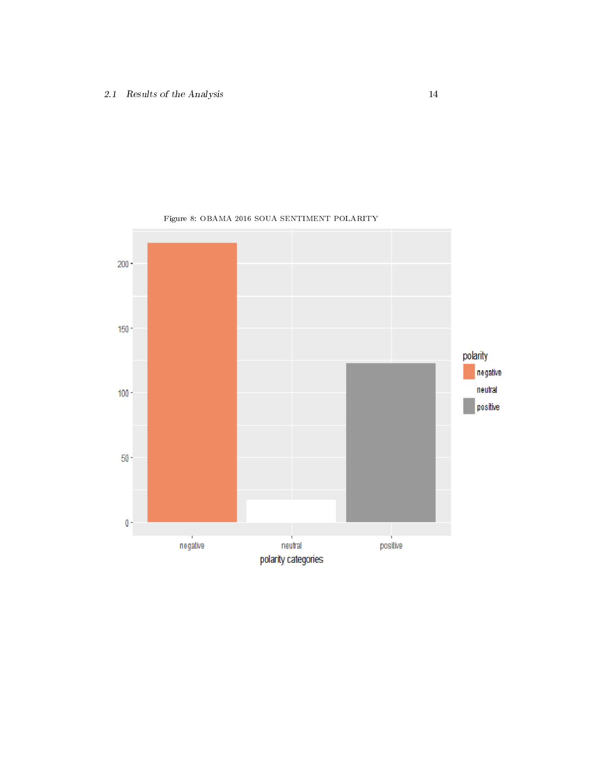Figure 8: OBAMA 2016 SOUA SENTIMENT POLARITY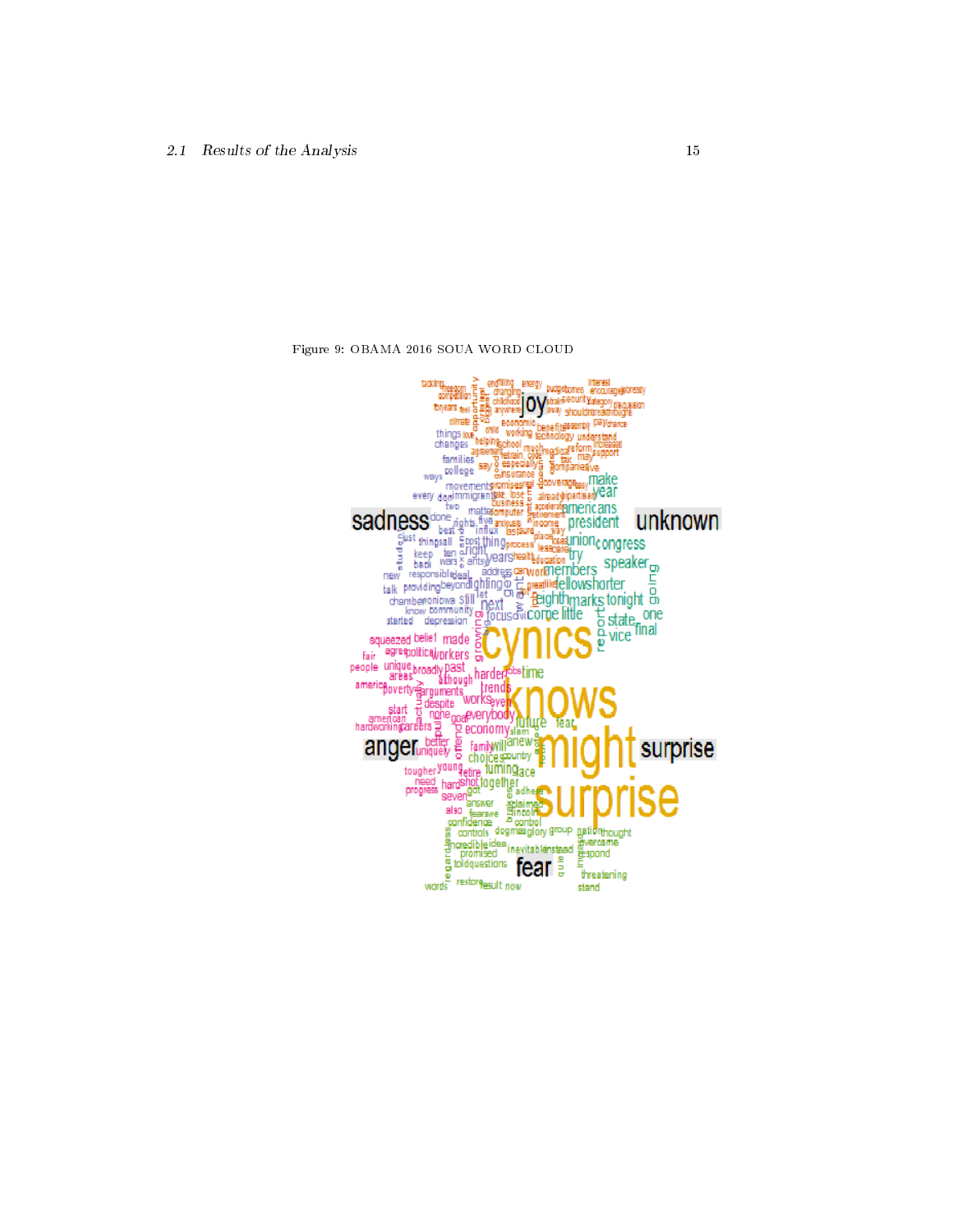Figure 9: OBAMA 2016 SOUA WORD CLOUD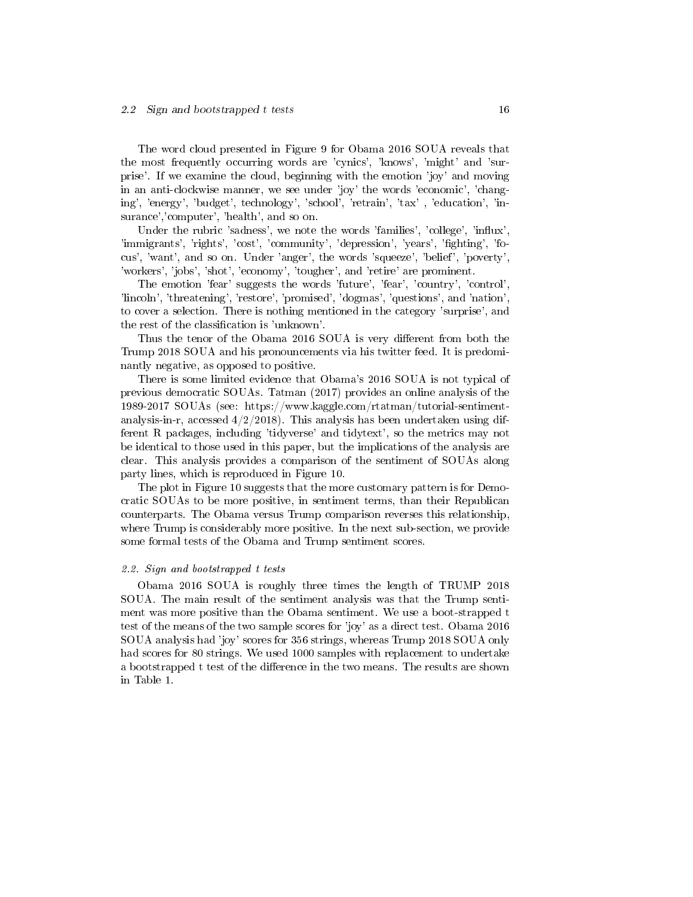The word cloud presented in Figure 9 for Obama 2016 SOUA reveals that the most frequently occurring words are 'cynics', 'knows', 'might' and 'surprise'. If we examine the cloud, beginning with the emotion 'joy' and moving in an anti-clockwise manner, we see under 'joy' the words 'economic', 'changing', 'energy', 'budget', technology', 'school', 'retrain', 'tax' , 'education', 'insurance','computer', 'health', and so on.

Under the rubric 'sadness', we note the words 'families', 'college', 'influx', 'immigrants', 'rights', 'cost', 'community', 'depression', 'years', 'fighting', 'focus', 'want', and so on. Under 'anger', the words 'squeeze', 'belief', 'poverty', 'workers', 'jobs', 'shot', 'economy', 'tougher', and 'retire' are prominent.

The emotion 'fear' suggests the words 'future', 'fear', 'country', 'control', 'lincoln', 'threatening', 'restore', 'promised', 'dogmas', 'questions', and 'nation', to cover a selection. There is nothing mentioned in the category 'surprise', and the rest of the classification is 'unknown'.

Thus the tenor of the Obama 2016 SOUA is very different from both the Trump 2018 SOUA and his pronouncements via his twitter feed. It is predominantly negative, as opposed to positive.

There is some limited evidence that Obama's 2016 SOUA is not typical of previous democratic SOUAs. Tatman (2017) provides an online analysis of the 1989-2017 SOUAs (see: https://www.kaggle.com/rtatman/tutorial-sentiment-analysis-in-r, accessed 4/2/2018). This analysis has been undertaken using different R packages, including 'tidyverse' and tidytext', so the metrics may not be identical to those used in this paper, but the implications of the analysis are clear. This analysis provides a comparison of the sentiment of SOUAs along party lines, which is reproduced in Figure 10.

The plot in Figure 10 suggests that the more customary pattern is for Democratic SOUAs to be more positive, in sentiment terms, than their Republican counterparts. The Obama versus Trump comparison reverses this relationship, where Trump is considerably more positive. In the next sub-section, we provide some formal tests of the Obama and Trump sentiment scores.

### *2.2. Sign and bootstrapped t tests*

Obama 2016 SOUA is roughly three times the length of TRUMP 2018 SOUA. The main result of the sentiment analysis was that the Trump sentiment was more positive than the Obama sentiment. We use a boot-strapped t test of the means of the two sample scores for 'joy' as a direct test. Obama 2016 SOUA analysis had 'joy' scores for 356 strings, whereas Trump 2018 SOUA only had scores for 80 strings. We used 1000 samples with replacement to undertake a bootstrapped t test of the difference in the two means. The results are shown in Table 1.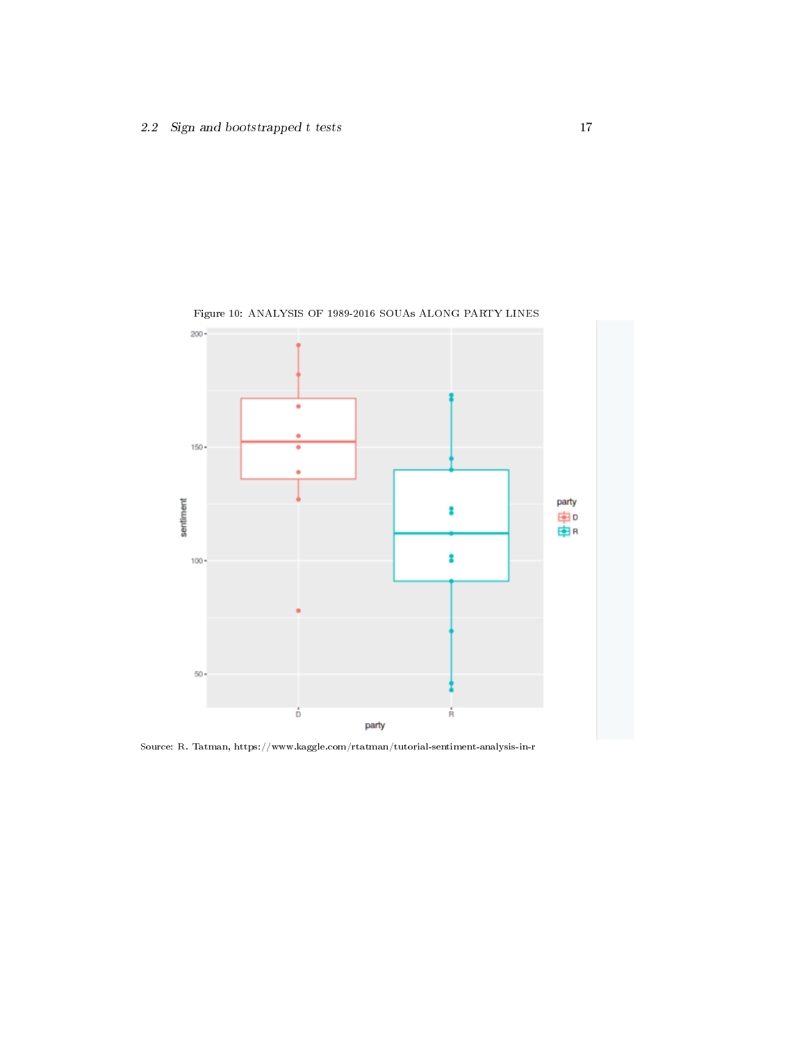Figure 10: ANALYSIS OF 1989-2016 SOUAs ALONG PARTY LINES

Source: R. Tatman, https://www.kaggle.com/rtatman/tutorial-sentiment-analysis-in-r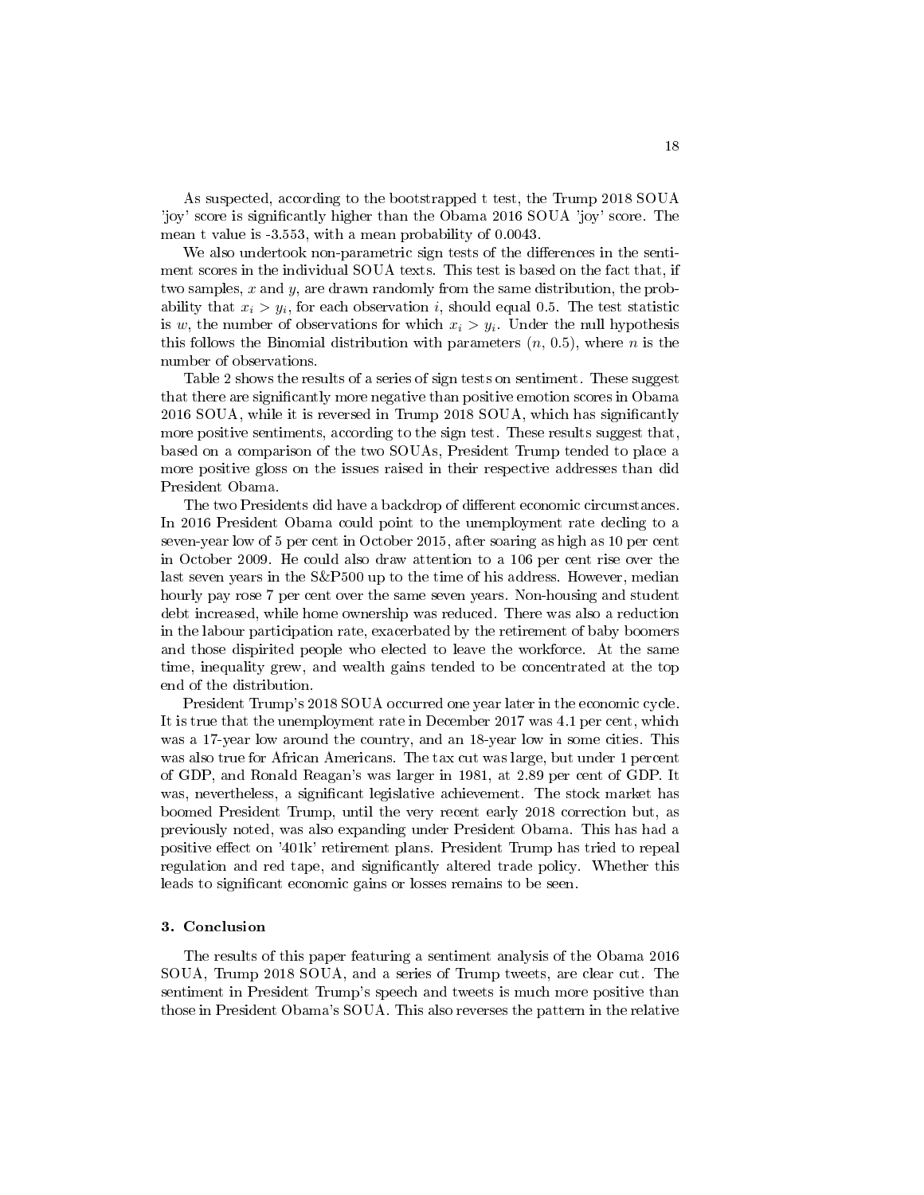As suspected, according to the bootstrapped t test, the Trump 2018 SOUA 'joy' score is significantly higher than the Obama 2016 SOUA 'joy' score. The mean t value is -3.553, with a mean probability of 0.0043.

We also undertook non-parametric sign tests of the differences in the sentiment scores in the individual SOUA texts. This test is based on the fact that, if two samples, $x$ and $y$, are drawn randomly from the same distribution, the probability that $x_i > y_i$, for each observation $i$, should equal 0.5. The test statistic is $w$, the number of observations for which $x_i > y_i$. Under the null hypothesis this follows the Binomial distribution with parameters ($n$, 0.5), where $n$ is the number of observations.

Table 2 shows the results of a series of sign tests on sentiment. These suggest that there are significantly more negative than positive emotion scores in Obama 2016 SOUA, while it is reversed in Trump 2018 SOUA, which has significantly more positive sentiments, according to the sign test. These results suggest that, based on a comparison of the two SOUAs, President Trump tended to place a more positive gloss on the issues raised in their respective addresses than did President Obama.

The two Presidents did have a backdrop of different economic circumstances. In 2016 President Obama could point to the unemployment rate decling to a seven-year low of 5 per cent in October 2015, after soaring as high as 10 per cent in October 2009. He could also draw attention to a 106 per cent rise over the last seven years in the S&P500 up to the time of his address. However, median hourly pay rose 7 per cent over the same seven years. Non-housing and student debt increased, while home ownership was reduced. There was also a reduction in the labour participation rate, exacerbated by the retirement of baby boomers and those dispirited people who elected to leave the workforce. At the same time, inequality grew, and wealth gains tended to be concentrated at the top end of the distribution.

President Trump's 2018 SOUA occurred one year later in the economic cycle. It is true that the unemployment rate in December 2017 was 4.1 per cent, which was a 17-year low around the country, and an 18-year low in some cities. This was also true for African Americans. The tax cut was large, but under 1 percent of GDP, and Ronald Reagan's was larger in 1981, at 2.89 per cent of GDP. It was, nevertheless, a significant legislative achievement. The stock market has boomed President Trump, until the very recent early 2018 correction but, as previously noted, was also expanding under President Obama. This has had a positive effect on '401k' retirement plans. President Trump has tried to repeal regulation and red tape, and significantly altered trade policy. Whether this leads to significant economic gains or losses remains to be seen.

## 3. Conclusion

The results of this paper featuring a sentiment analysis of the Obama 2016 SOUA, Trump 2018 SOUA, and a series of Trump tweets, are clear cut. The sentiment in President Trump's speech and tweets is much more positive than those in President Obama's SOUA. This also reverses the pattern in the relative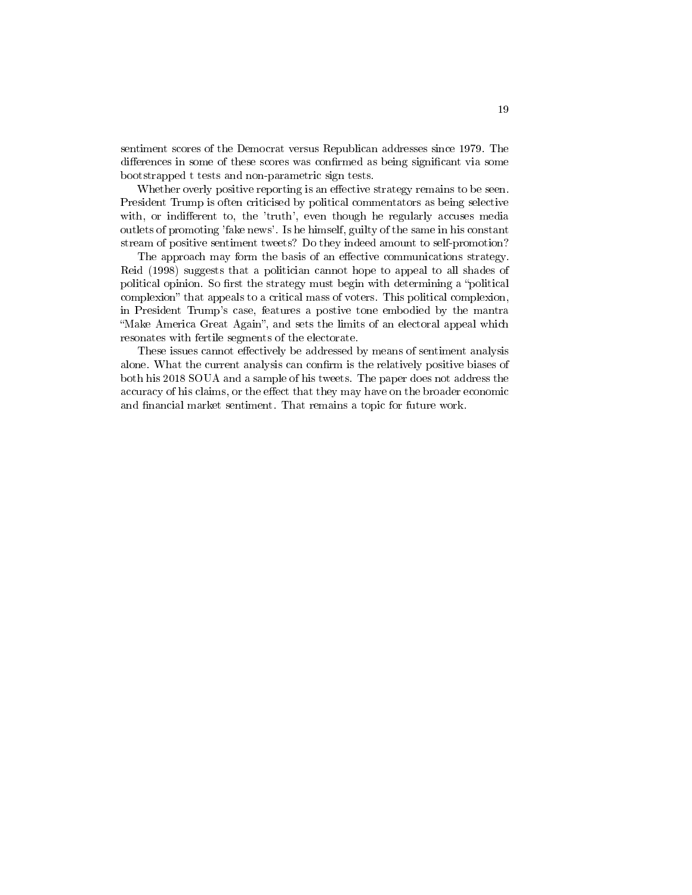sentiment scores of the Democrat versus Republican addresses since 1979. The differences in some of these scores was confirmed as being significant via some bootstrapped t tests and non-parametric sign tests.

Whether overly positive reporting is an effective strategy remains to be seen. President Trump is often criticised by political commentators as being selective with, or indifferent to, the 'truth', even though he regularly accuses media outlets of promoting 'fake news'. Is he himself, guilty of the same in his constant stream of positive sentiment tweets? Do they indeed amount to self-promotion?

The approach may form the basis of an effective communications strategy. Reid (1998) suggests that a politician cannot hope to appeal to all shades of political opinion. So first the strategy must begin with determining a "political complexion" that appeals to a critical mass of voters. This political complexion, in President Trump's case, features a postive tone embodied by the mantra "Make America Great Again", and sets the limits of an electoral appeal which resonates with fertile segments of the electorate.

These issues cannot effectively be addressed by means of sentiment analysis alone. What the current analysis can confirm is the relatively positive biases of both his 2018 SOUA and a sample of his tweets. The paper does not address the accuracy of his claims, or the effect that they may have on the broader economic and financial market sentiment. That remains a topic for future work.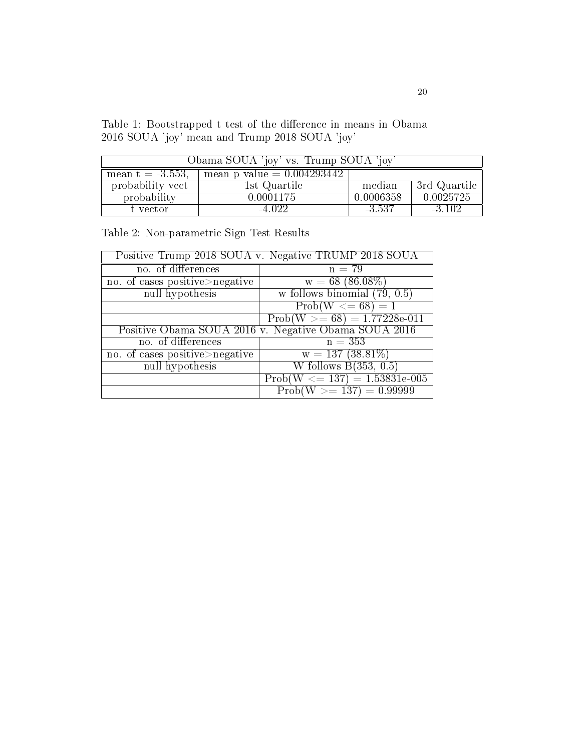Table 1: Bootstrapped t test of the difference in means in Obama 2016 SOUA 'joy' mean and Trump 2018 SOUA 'joy'

| Obama SOUA 'joy' vs. Trump SOUA 'joy' | | | |
|---|---|---|---|
| mean t = -3.553, | mean p-value = 0.004293442 | | |
| probability vect | 1st Quartile | median | 3rd Quartile |
| probability | 0.0001175 | 0.0006358 | 0.0025725 |
| t vector | -4.022 | -3.537 | -3.102 |

Table 2: Non-parametric Sign Test Results

| Positive Trump 2018 SOUA v. Negative TRUMP 2018 SOUA | |
|---|---|
| no. of differences | n = 79 |
| no. of cases positive>negative | w = 68 (86.08%) |
| null hypothesis | w follows binomial (79, 0.5) |
| | Prob(W <= 68) = 1 |
| | Prob(W >= 68) = 1.77228e-011 |
| Positive Obama SOUA 2016 v. Negative Obama SOUA 2016 | |
| no. of differences | n = 353 |
| no. of cases positive>negative | w = 137 (38.81%) |
| null hypothesis | W follows B(353, 0.5) |
| | Prob(W <= 137) = 1.53831e-005 |
| | Prob(W >= 137) = 0.99999 |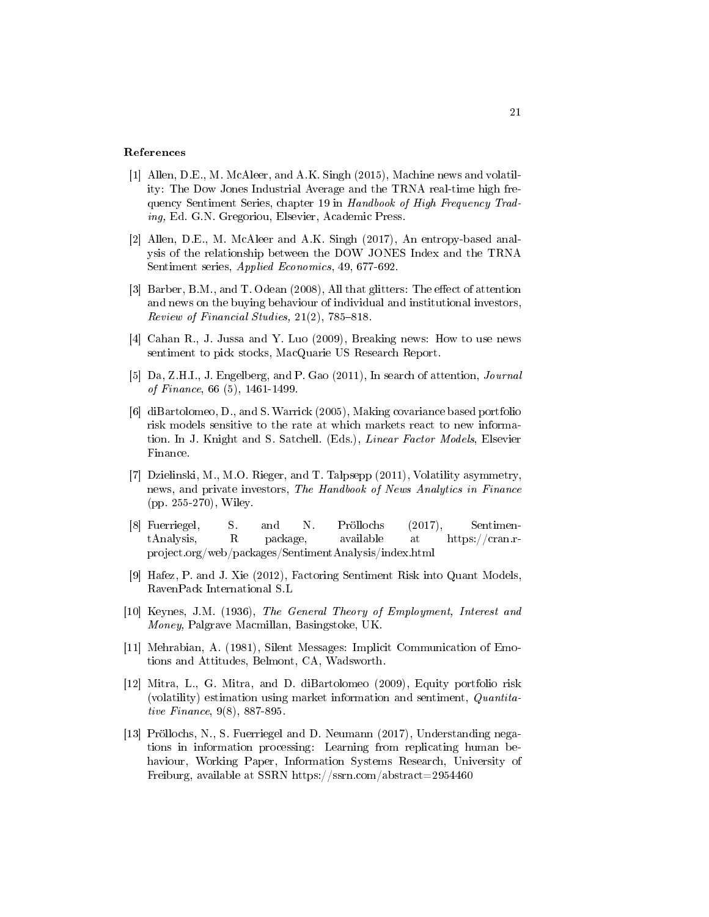## References

[1] Allen, D.E., M. McAleer, and A.K. Singh (2015), Machine news and volatility: The Dow Jones Industrial Average and the TRNA real-time high frequency Sentiment Series, chapter 19 in *Handbook of High Frequency Trading,* Ed. G.N. Gregoriou, Elsevier, Academic Press.

[2] Allen, D.E., M. McAleer and A.K. Singh (2017), An entropy-based analysis of the relationship between the DOW JONES Index and the TRNA Sentiment series, *Applied Economics*, 49, 677-692.

[3] Barber, B.M., and T. Odean (2008), All that glitters: The effect of attention and news on the buying behaviour of individual and institutional investors, *Review of Financial Studies,* 21(2), 785–818.

[4] Cahan R., J. Jussa and Y. Luo (2009), Breaking news: How to use news sentiment to pick stocks, MacQuarie US Research Report.

[5] Da, Z.H.I., J. Engelberg, and P. Gao (2011), In search of attention, *Journal of Finance*, 66 (5), 1461-1499.

[6] diBartolomeo, D., and S. Warrick (2005), Making covariance based portfolio risk models sensitive to the rate at which markets react to new information. In J. Knight and S. Satchell. (Eds.), *Linear Factor Models*, Elsevier Finance.

[7] Dzielinski, M., M.O. Rieger, and T. Talpsepp (2011), Volatility asymmetry, news, and private investors, *The Handbook of News Analytics in Finance* (pp. 255-270), Wiley.

[8] Fuerriegel, S. and N. Pröllochs (2017), SentimentAnalysis, R package, available at https://cran.r-project.org/web/packages/SentimentAnalysis/index.html

[9] Hafez, P. and J. Xie (2012), Factoring Sentiment Risk into Quant Models, RavenPack International S.L

[10] Keynes, J.M. (1936), *The General Theory of Employment, Interest and Money,* Palgrave Macmillan, Basingstoke, UK.

[11] Mehrabian, A. (1981), Silent Messages: Implicit Communication of Emotions and Attitudes, Belmont, CA, Wadsworth.

[12] Mitra, L., G. Mitra, and D. diBartolomeo (2009), Equity portfolio risk (volatility) estimation using market information and sentiment, *Quantitative Finance*, 9(8), 887-895.

[13] Pröllochs, N., S. Fuerriegel and D. Neumann (2017), Understanding negations in information processing: Learning from replicating human behaviour, Working Paper, Information Systems Research, University of Freiburg, available at SSRN https://ssrn.com/abstract=2954460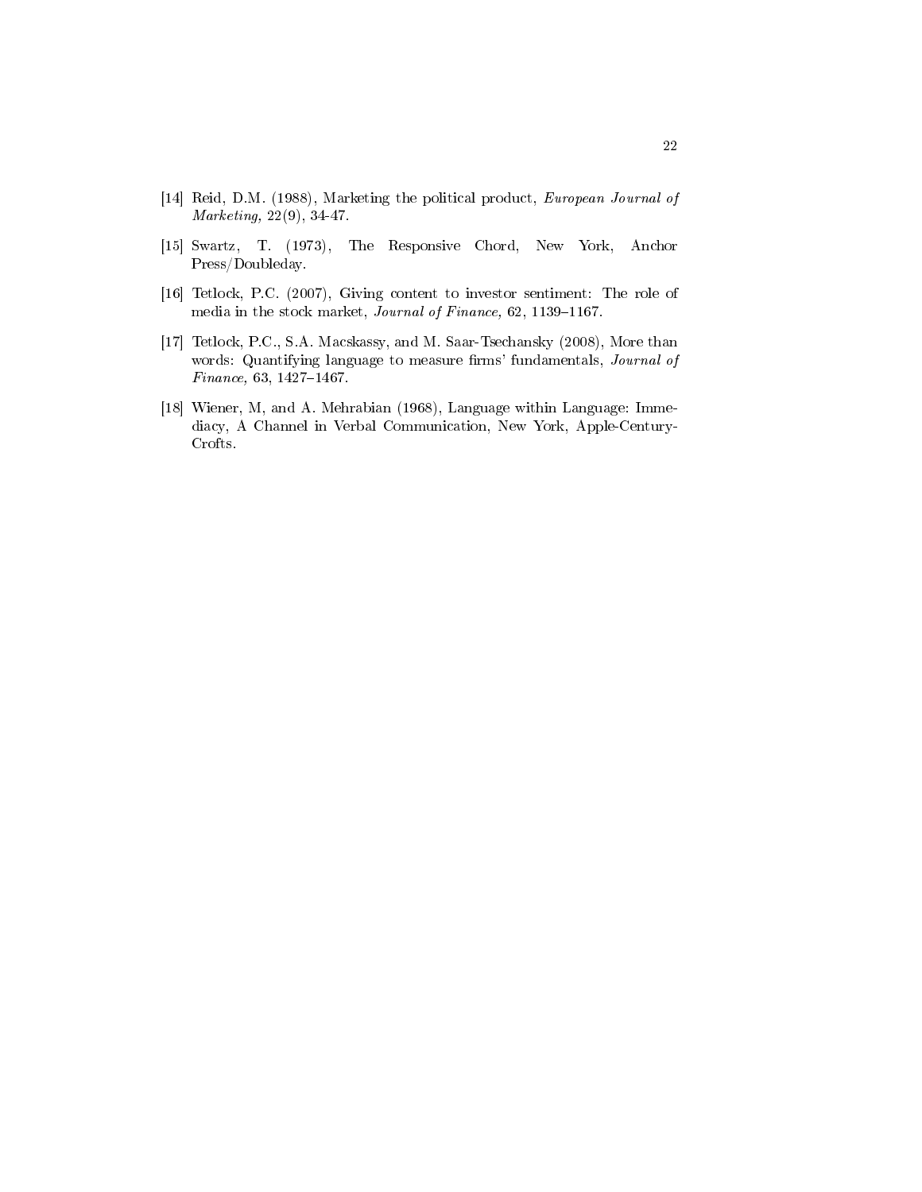[14] Reid, D.M. (1988), Marketing the political product, *European Journal of Marketing,* 22(9), 34-47.

[15] Swartz, T. (1973), The Responsive Chord, New York, Anchor Press/Doubleday.

[16] Tetlock, P.C. (2007), Giving content to investor sentiment: The role of media in the stock market, *Journal of Finance,* 62, 1139–1167.

[17] Tetlock, P.C., S.A. Macskassy, and M. Saar-Tsechansky (2008), More than words: Quantifying language to measure firms' fundamentals, *Journal of Finance,* 63, 1427–1467.

[18] Wiener, M, and A. Mehrabian (1968), Language within Language: Immediacy, A Channel in Verbal Communication, New York, Apple-Century-Crofts.